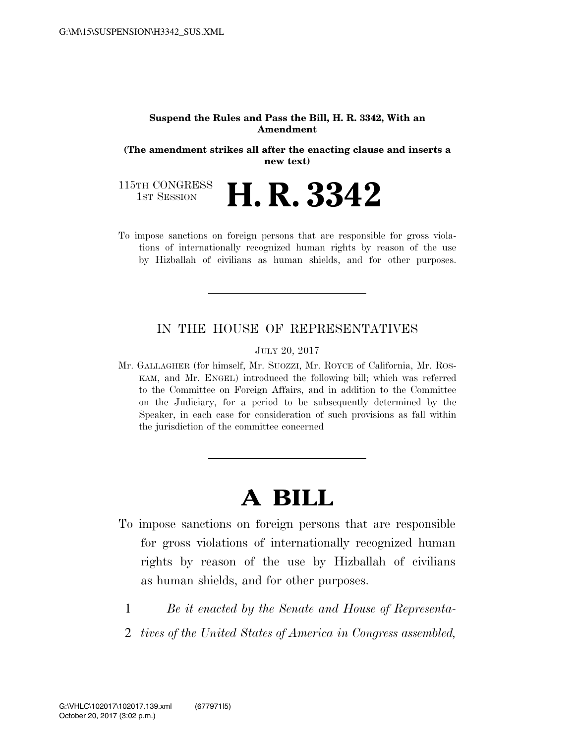**Suspend the Rules and Pass the Bill, H. R. 3342, With an Amendment**

**(The amendment strikes all after the enacting clause and inserts a new text)**

115TH CONGRESS
1ST SESSION

# H. R. 3342

To impose sanctions on foreign persons that are responsible for gross violations of internationally recognized human rights by reason of the use by Hizballah of civilians as human shields, and for other purposes.

---

IN THE HOUSE OF REPRESENTATIVES

JULY 20, 2017

Mr. GALLAGHER (for himself, Mr. SUOZZI, Mr. ROYCE of California, Mr. ROSKAM, and Mr. ENGEL) introduced the following bill; which was referred to the Committee on Foreign Affairs, and in addition to the Committee on the Judiciary, for a period to be subsequently determined by the Speaker, in each case for consideration of such provisions as fall within the jurisdiction of the committee concerned

---

# A BILL

To impose sanctions on foreign persons that are responsible for gross violations of internationally recognized human rights by reason of the use by Hizballah of civilians as human shields, and for other purposes.

1 *Be it enacted by the Senate and House of Representa-*
2 *tives of the United States of America in Congress assembled,*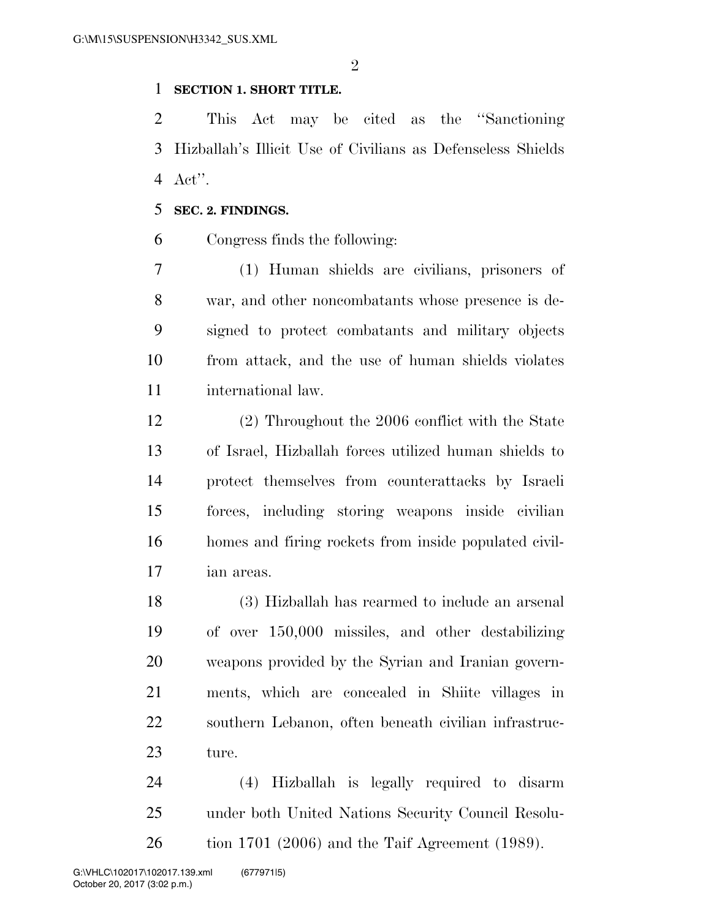**SECTION 1. SHORT TITLE.**

This Act may be cited as the "Sanctioning Hizballah's Illicit Use of Civilians as Defenseless Shields Act".

**SEC. 2. FINDINGS.**

Congress finds the following:

(1) Human shields are civilians, prisoners of war, and other noncombatants whose presence is designed to protect combatants and military objects from attack, and the use of human shields violates international law.

(2) Throughout the 2006 conflict with the State of Israel, Hizballah forces utilized human shields to protect themselves from counterattacks by Israeli forces, including storing weapons inside civilian homes and firing rockets from inside populated civilian areas.

(3) Hizballah has rearmed to include an arsenal of over 150,000 missiles, and other destabilizing weapons provided by the Syrian and Iranian governments, which are concealed in Shiite villages in southern Lebanon, often beneath civilian infrastructure.

(4) Hizballah is legally required to disarm under both United Nations Security Council Resolution 1701 (2006) and the Taif Agreement (1989).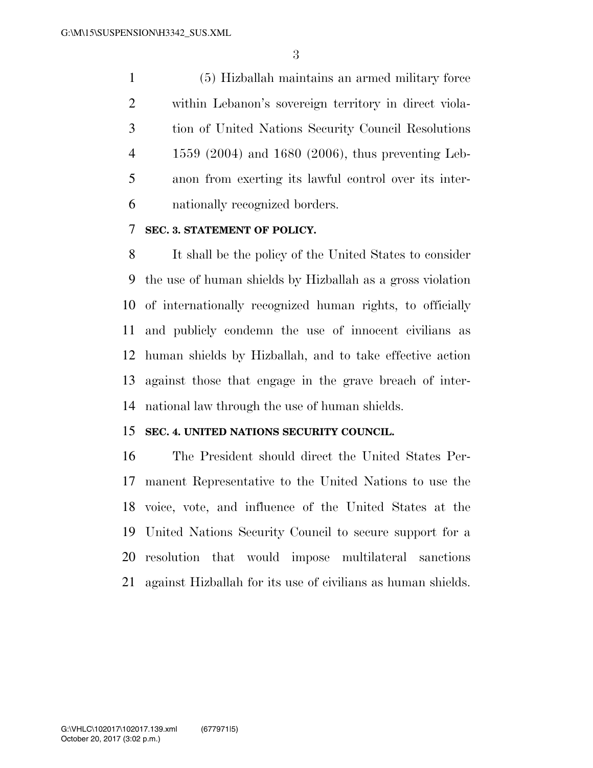(5) Hizballah maintains an armed military force within Lebanon's sovereign territory in direct violation of United Nations Security Council Resolutions 1559 (2004) and 1680 (2006), thus preventing Lebanon from exerting its lawful control over its internationally recognized borders.

**SEC. 3. STATEMENT OF POLICY.**

It shall be the policy of the United States to consider the use of human shields by Hizballah as a gross violation of internationally recognized human rights, to officially and publicly condemn the use of innocent civilians as human shields by Hizballah, and to take effective action against those that engage in the grave breach of international law through the use of human shields.

**SEC. 4. UNITED NATIONS SECURITY COUNCIL.**

The President should direct the United States Permanent Representative to the United Nations to use the voice, vote, and influence of the United States at the United Nations Security Council to secure support for a resolution that would impose multilateral sanctions against Hizballah for its use of civilians as human shields.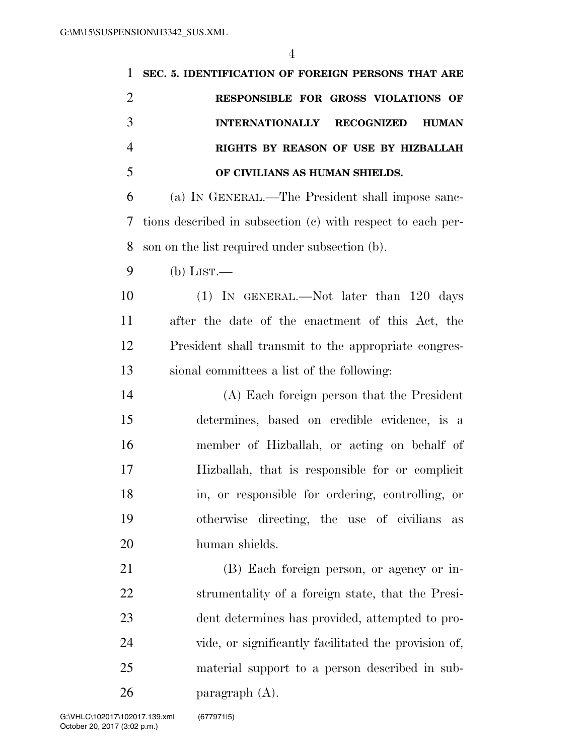**SEC. 5. IDENTIFICATION OF FOREIGN PERSONS THAT ARE RESPONSIBLE FOR GROSS VIOLATIONS OF INTERNATIONALLY RECOGNIZED HUMAN RIGHTS BY REASON OF USE BY HIZBALLAH OF CIVILIANS AS HUMAN SHIELDS.**

(a) IN GENERAL.—The President shall impose sanctions described in subsection (c) with respect to each person on the list required under subsection (b).

(b) LIST.—

(1) IN GENERAL.—Not later than 120 days after the date of the enactment of this Act, the President shall transmit to the appropriate congressional committees a list of the following:

(A) Each foreign person that the President determines, based on credible evidence, is a member of Hizballah, or acting on behalf of Hizballah, that is responsible for or complicit in, or responsible for ordering, controlling, or otherwise directing, the use of civilians as human shields.

(B) Each foreign person, or agency or instrumentality of a foreign state, that the President determines has provided, attempted to provide, or significantly facilitated the provision of, material support to a person described in subparagraph (A).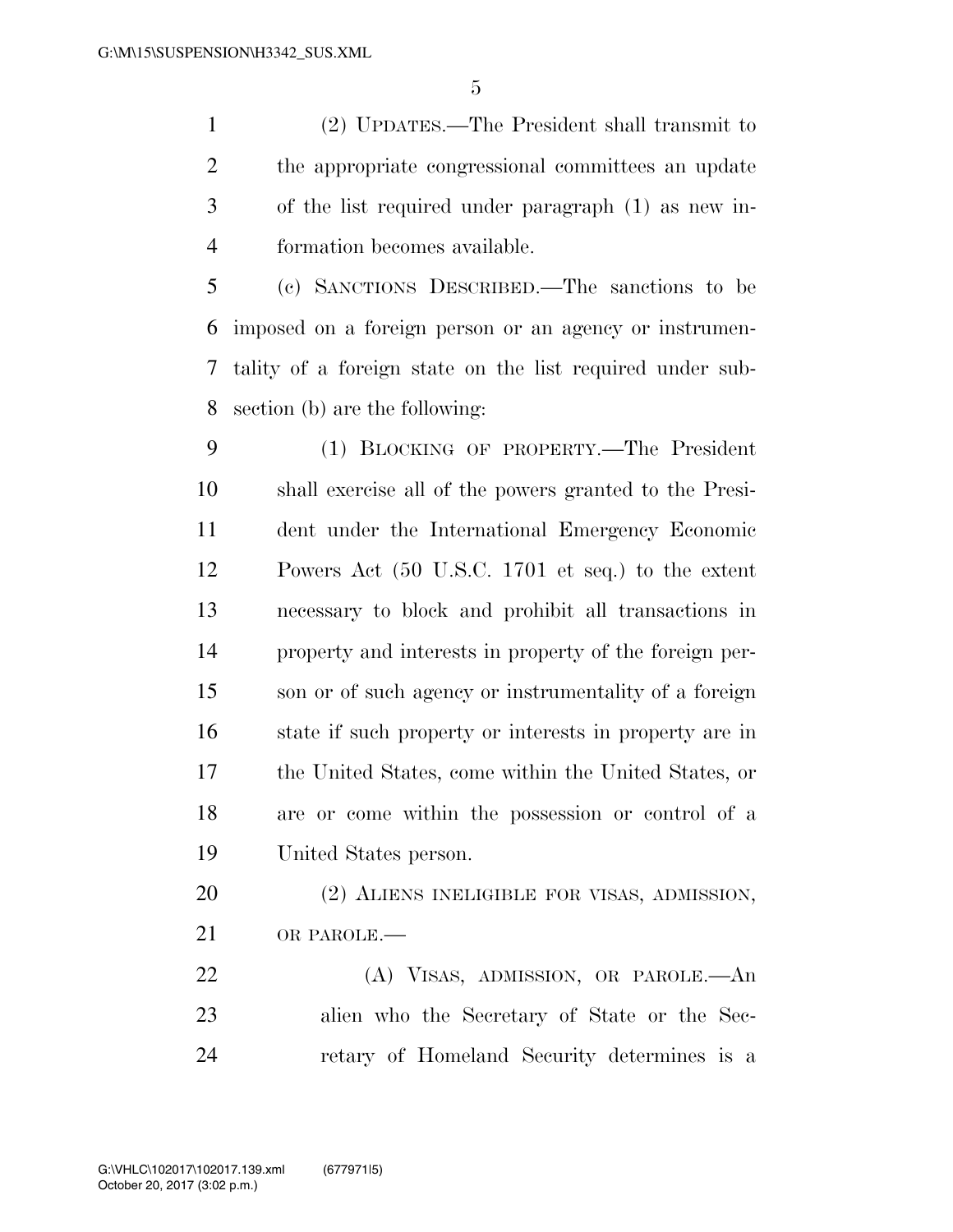(2) UPDATES.—The President shall transmit to the appropriate congressional committees an update of the list required under paragraph (1) as new information becomes available.

(c) SANCTIONS DESCRIBED.—The sanctions to be imposed on a foreign person or an agency or instrumentality of a foreign state on the list required under subsection (b) are the following:

(1) BLOCKING OF PROPERTY.—The President shall exercise all of the powers granted to the President under the International Emergency Economic Powers Act (50 U.S.C. 1701 et seq.) to the extent necessary to block and prohibit all transactions in property and interests in property of the foreign person or of such agency or instrumentality of a foreign state if such property or interests in property are in the United States, come within the United States, or are or come within the possession or control of a United States person.

(2) ALIENS INELIGIBLE FOR VISAS, ADMISSION, OR PAROLE.—

(A) VISAS, ADMISSION, OR PAROLE.—An alien who the Secretary of State or the Secretary of Homeland Security determines is a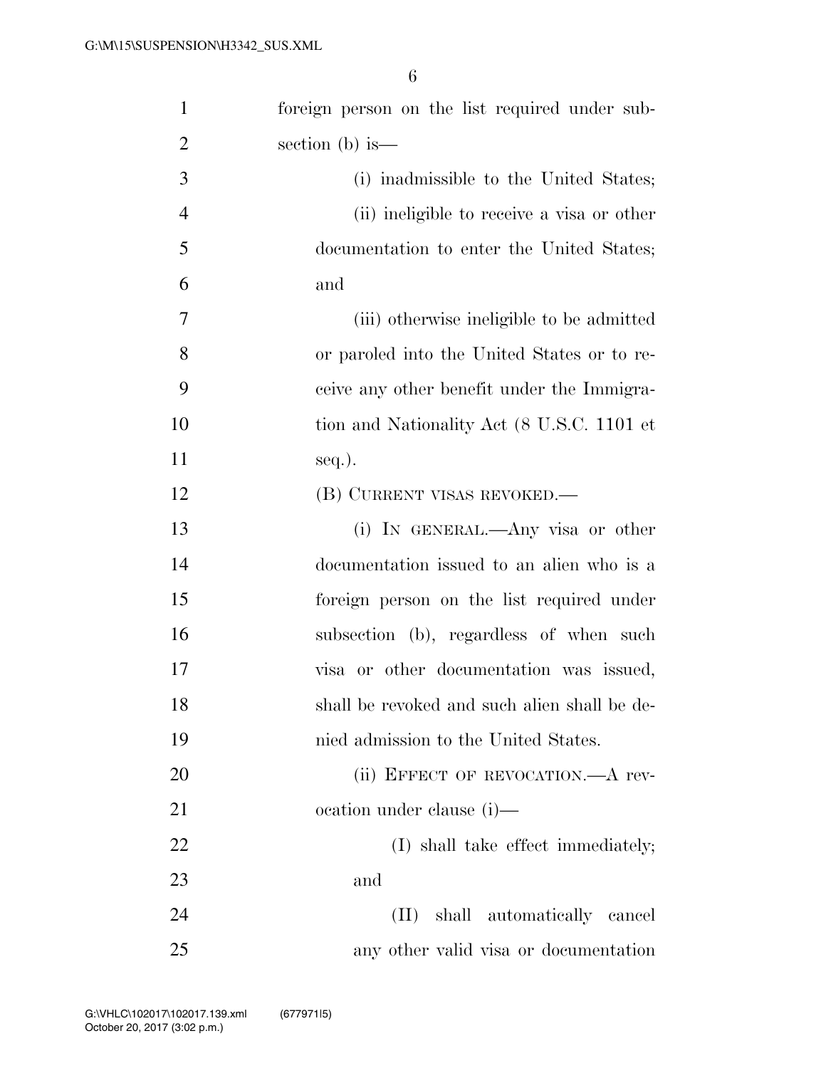foreign person on the list required under subsection (b) is—

(i) inadmissible to the United States;

(ii) ineligible to receive a visa or other documentation to enter the United States; and

(iii) otherwise ineligible to be admitted or paroled into the United States or to receive any other benefit under the Immigration and Nationality Act (8 U.S.C. 1101 et seq.).

(B) CURRENT VISAS REVOKED.—

(i) IN GENERAL.—Any visa or other documentation issued to an alien who is a foreign person on the list required under subsection (b), regardless of when such visa or other documentation was issued, shall be revoked and such alien shall be denied admission to the United States.

(ii) EFFECT OF REVOCATION.—A revocation under clause (i)—

(I) shall take effect immediately; and

(II) shall automatically cancel any other valid visa or documentation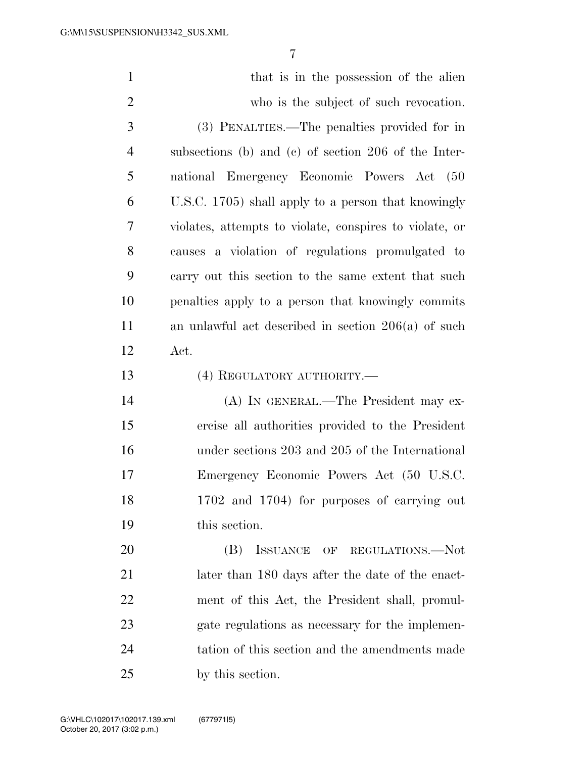that is in the possession of the alien who is the subject of such revocation.

(3) PENALTIES.—The penalties provided for in subsections (b) and (c) of section 206 of the International Emergency Economic Powers Act (50 U.S.C. 1705) shall apply to a person that knowingly violates, attempts to violate, conspires to violate, or causes a violation of regulations promulgated to carry out this section to the same extent that such penalties apply to a person that knowingly commits an unlawful act described in section 206(a) of such Act.

(4) REGULATORY AUTHORITY.—

(A) IN GENERAL.—The President may exercise all authorities provided to the President under sections 203 and 205 of the International Emergency Economic Powers Act (50 U.S.C. 1702 and 1704) for purposes of carrying out this section.

(B) ISSUANCE OF REGULATIONS.—Not later than 180 days after the date of the enactment of this Act, the President shall, promulgate regulations as necessary for the implementation of this section and the amendments made by this section.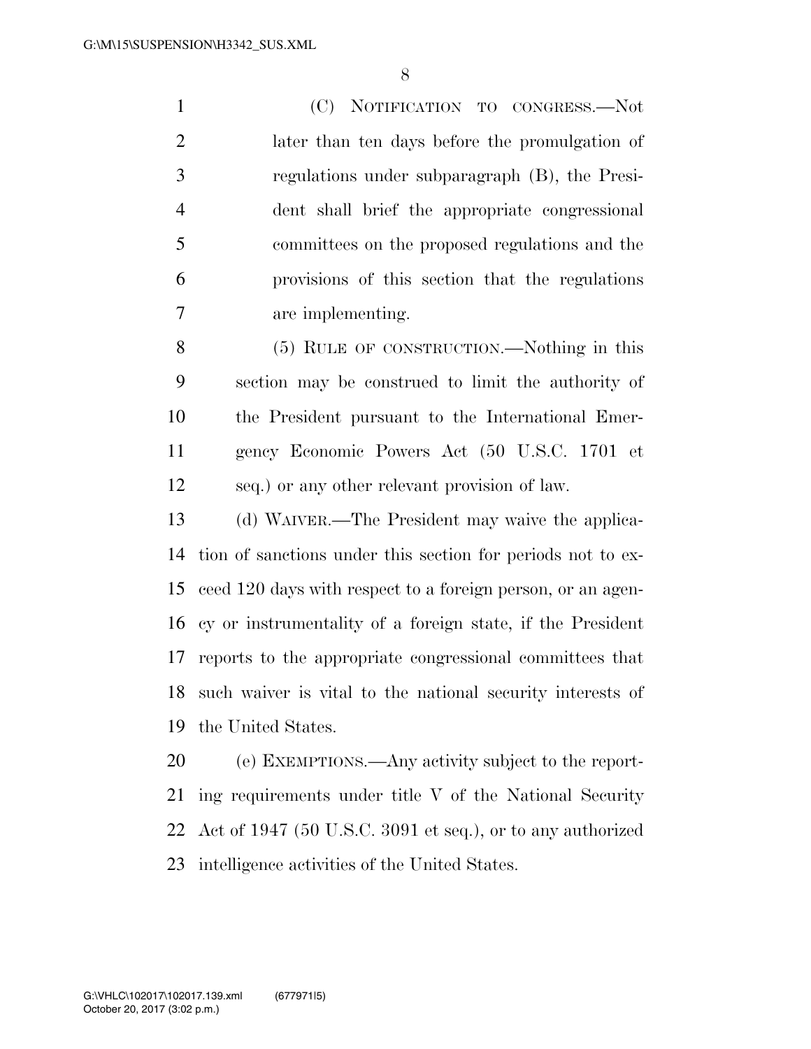(C) NOTIFICATION TO CONGRESS.—Not later than ten days before the promulgation of regulations under subparagraph (B), the President shall brief the appropriate congressional committees on the proposed regulations and the provisions of this section that the regulations are implementing.

(5) RULE OF CONSTRUCTION.—Nothing in this section may be construed to limit the authority of the President pursuant to the International Emergency Economic Powers Act (50 U.S.C. 1701 et seq.) or any other relevant provision of law.

(d) WAIVER.—The President may waive the application of sanctions under this section for periods not to exceed 120 days with respect to a foreign person, or an agency or instrumentality of a foreign state, if the President reports to the appropriate congressional committees that such waiver is vital to the national security interests of the United States.

(e) EXEMPTIONS.—Any activity subject to the reporting requirements under title V of the National Security Act of 1947 (50 U.S.C. 3091 et seq.), or to any authorized intelligence activities of the United States.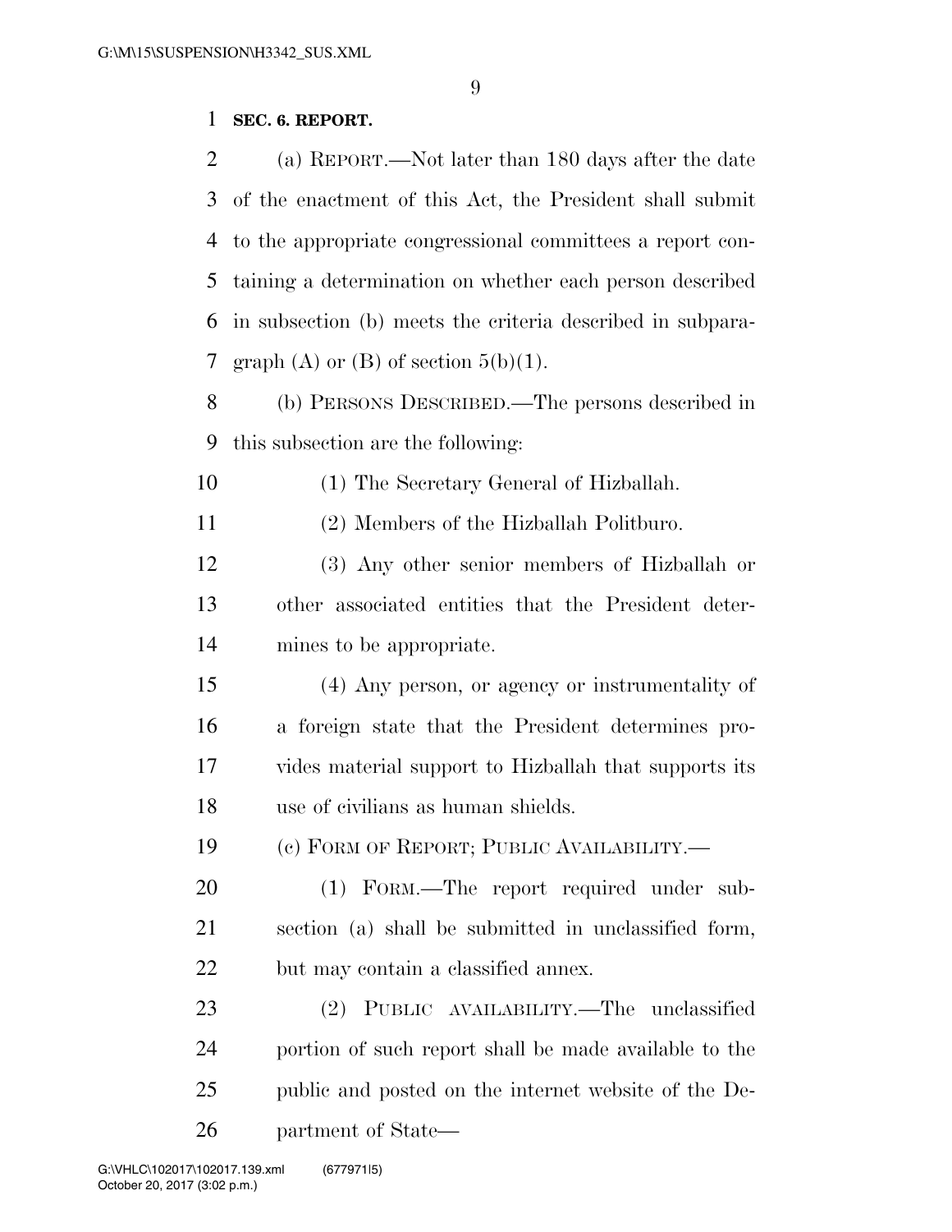**SEC. 6. REPORT.**

(a) REPORT.—Not later than 180 days after the date of the enactment of this Act, the President shall submit to the appropriate congressional committees a report containing a determination on whether each person described in subsection (b) meets the criteria described in subparagraph (A) or (B) of section 5(b)(1).

(b) PERSONS DESCRIBED.—The persons described in this subsection are the following:

(1) The Secretary General of Hizballah.

(2) Members of the Hizballah Politburo.

(3) Any other senior members of Hizballah or other associated entities that the President determines to be appropriate.

(4) Any person, or agency or instrumentality of a foreign state that the President determines provides material support to Hizballah that supports its use of civilians as human shields.

(c) FORM OF REPORT; PUBLIC AVAILABILITY.—

(1) FORM.—The report required under subsection (a) shall be submitted in unclassified form, but may contain a classified annex.

(2) PUBLIC AVAILABILITY.—The unclassified portion of such report shall be made available to the public and posted on the internet website of the Department of State—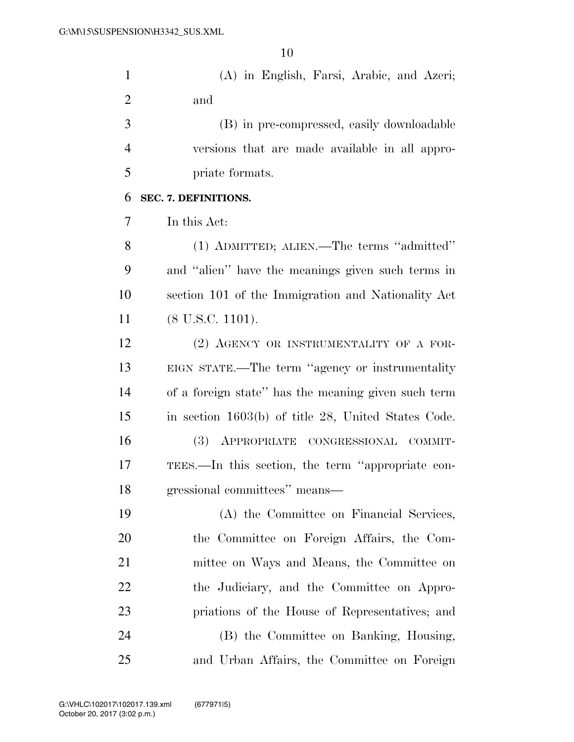(A) in English, Farsi, Arabic, and Azeri; and

(B) in pre-compressed, easily downloadable versions that are made available in all appropriate formats.

**SEC. 7. DEFINITIONS.**

In this Act:

(1) ADMITTED; ALIEN.—The terms "admitted" and "alien" have the meanings given such terms in section 101 of the Immigration and Nationality Act (8 U.S.C. 1101).

(2) AGENCY OR INSTRUMENTALITY OF A FOREIGN STATE.—The term "agency or instrumentality of a foreign state" has the meaning given such term in section 1603(b) of title 28, United States Code.

(3) APPROPRIATE CONGRESSIONAL COMMITTEES.—In this section, the term "appropriate congressional committees" means—

(A) the Committee on Financial Services, the Committee on Foreign Affairs, the Committee on Ways and Means, the Committee on the Judiciary, and the Committee on Appropriations of the House of Representatives; and

(B) the Committee on Banking, Housing, and Urban Affairs, the Committee on Foreign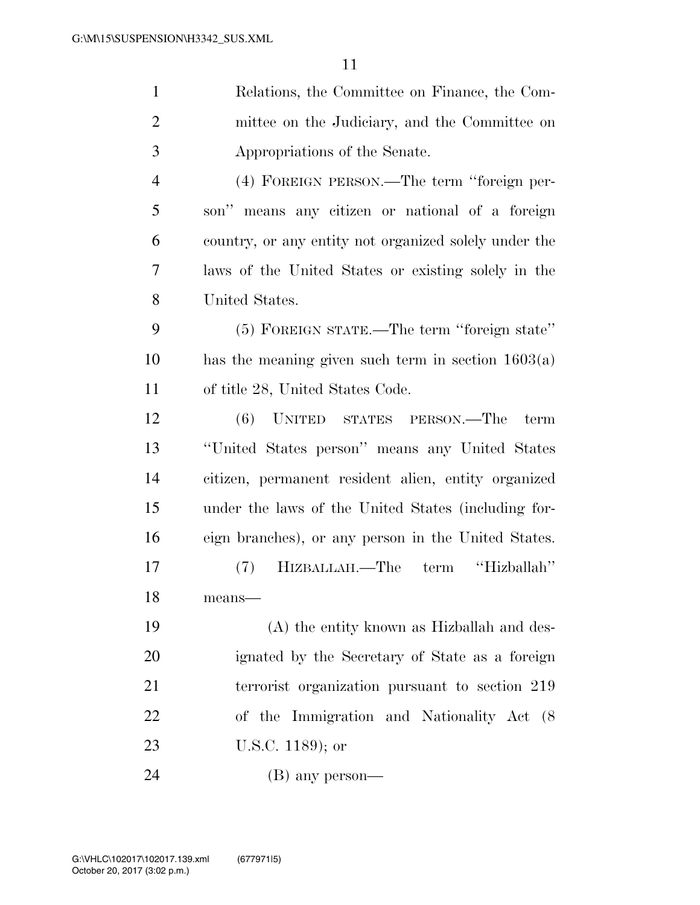Relations, the Committee on Finance, the Committee on the Judiciary, and the Committee on Appropriations of the Senate.

(4) FOREIGN PERSON.—The term ''foreign person'' means any citizen or national of a foreign country, or any entity not organized solely under the laws of the United States or existing solely in the United States.

(5) FOREIGN STATE.—The term ''foreign state'' has the meaning given such term in section 1603(a) of title 28, United States Code.

(6) UNITED STATES PERSON.—The term ''United States person'' means any United States citizen, permanent resident alien, entity organized under the laws of the United States (including foreign branches), or any person in the United States.

(7) HIZBALLAH.—The term ''Hizballah'' means—

(A) the entity known as Hizballah and designated by the Secretary of State as a foreign terrorist organization pursuant to section 219 of the Immigration and Nationality Act (8 U.S.C. 1189); or

(B) any person—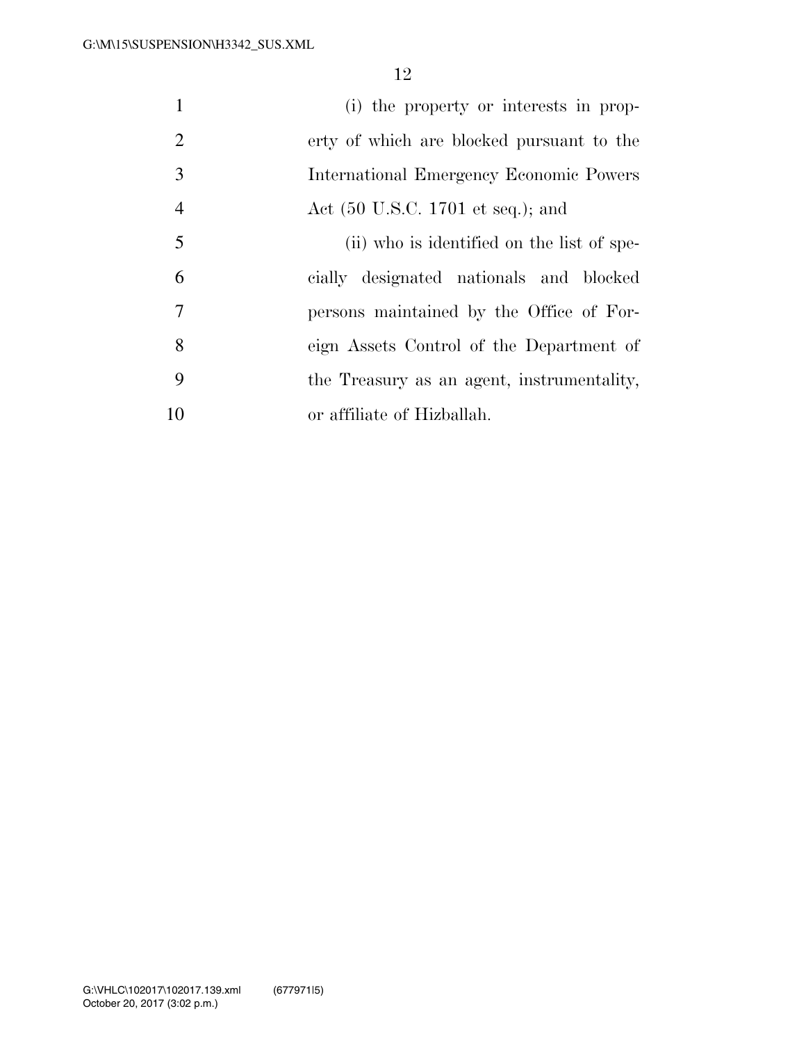(i) the property or interests in property of which are blocked pursuant to the International Emergency Economic Powers Act (50 U.S.C. 1701 et seq.); and

(ii) who is identified on the list of specially designated nationals and blocked persons maintained by the Office of Foreign Assets Control of the Department of the Treasury as an agent, instrumentality, or affiliate of Hizballah.